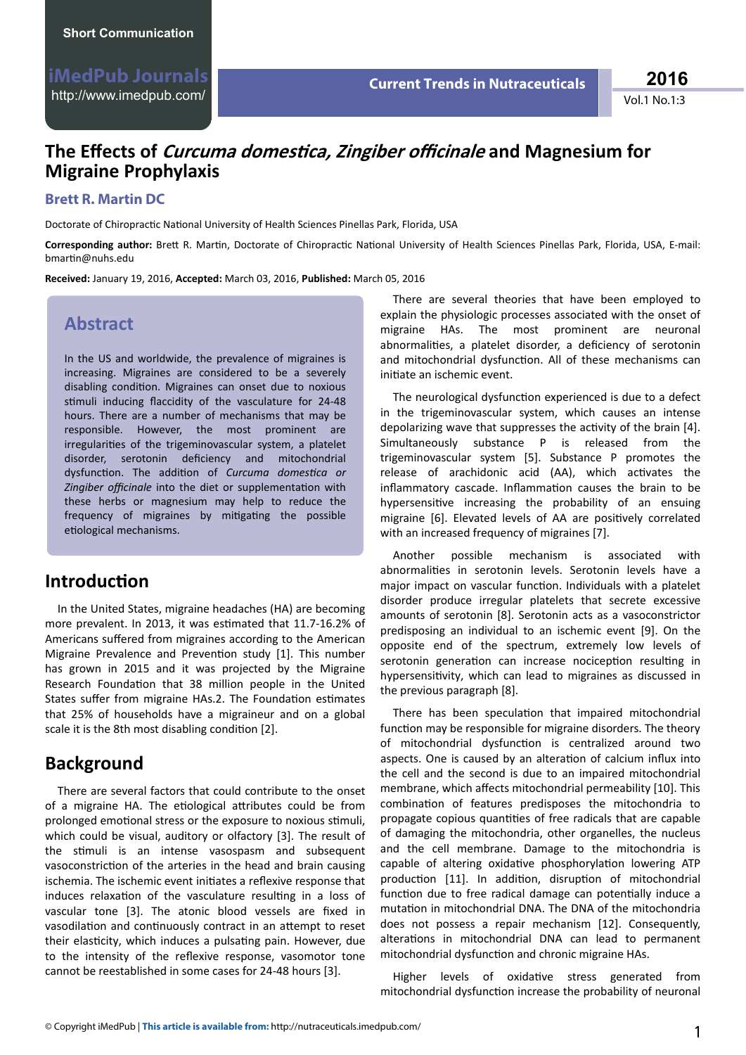Short Communication

# The Effects of *Curcuma domestica, Zingiber officinale* and Magnesium for Migraine Prophylaxis

**Brett R. Martin DC**

Doctorate of Chiropractic National University of Health Sciences Pinellas Park, Florida, USA

**Corresponding author:** Brett R. Martin, Doctorate of Chiropractic National University of Health Sciences Pinellas Park, Florida, USA, E-mail: bmartin@nuhs.edu

**Received:** January 19, 2016, **Accepted:** March 03, 2016, **Published:** March 05, 2016

## Abstract

In the US and worldwide, the prevalence of migraines is increasing. Migraines are considered to be a severely disabling condition. Migraines can onset due to noxious stimuli inducing flaccidity of the vasculature for 24-48 hours. There are a number of mechanisms that may be responsible. However, the most prominent are irregularities of the trigeminovascular system, a platelet disorder, serotonin deficiency and mitochondrial dysfunction. The addition of *Curcuma domestica or Zingiber officinale* into the diet or supplementation with these herbs or magnesium may help to reduce the frequency of migraines by mitigating the possible etiological mechanisms.

## Introduction

In the United States, migraine headaches (HA) are becoming more prevalent. In 2013, it was estimated that 11.7-16.2% of Americans suffered from migraines according to the American Migraine Prevalence and Prevention study [1]. This number has grown in 2015 and it was projected by the Migraine Research Foundation that 38 million people in the United States suffer from migraine HAs.2. The Foundation estimates that 25% of households have a migraineur and on a global scale it is the 8th most disabling condition [2].

## Background

There are several factors that could contribute to the onset of a migraine HA. The etiological attributes could be from prolonged emotional stress or the exposure to noxious stimuli, which could be visual, auditory or olfactory [3]. The result of the stimuli is an intense vasospasm and subsequent vasoconstriction of the arteries in the head and brain causing ischemia. The ischemic event initiates a reflexive response that induces relaxation of the vasculature resulting in a loss of vascular tone [3]. The atonic blood vessels are fixed in vasodilation and continuously contract in an attempt to reset their elasticity, which induces a pulsating pain. However, due to the intensity of the reflexive response, vasomotor tone cannot be reestablished in some cases for 24-48 hours [3].

There are several theories that have been employed to explain the physiologic processes associated with the onset of migraine HAs. The most prominent are neuronal abnormalities, a platelet disorder, a deficiency of serotonin and mitochondrial dysfunction. All of these mechanisms can initiate an ischemic event.

The neurological dysfunction experienced is due to a defect in the trigeminovascular system, which causes an intense depolarizing wave that suppresses the activity of the brain [4]. Simultaneously substance P is released from the trigeminovascular system [5]. Substance P promotes the release of arachidonic acid (AA), which activates the inflammatory cascade. Inflammation causes the brain to be hypersensitive increasing the probability of an ensuing migraine [6]. Elevated levels of AA are positively correlated with an increased frequency of migraines [7].

Another possible mechanism is associated with abnormalities in serotonin levels. Serotonin levels have a major impact on vascular function. Individuals with a platelet disorder produce irregular platelets that secrete excessive amounts of serotonin [8]. Serotonin acts as a vasoconstrictor predisposing an individual to an ischemic event [9]. On the opposite end of the spectrum, extremely low levels of serotonin generation can increase nociception resulting in hypersensitivity, which can lead to migraines as discussed in the previous paragraph [8].

There has been speculation that impaired mitochondrial function may be responsible for migraine disorders. The theory of mitochondrial dysfunction is centralized around two aspects. One is caused by an alteration of calcium influx into the cell and the second is due to an impaired mitochondrial membrane, which affects mitochondrial permeability [10]. This combination of features predisposes the mitochondria to propagate copious quantities of free radicals that are capable of damaging the mitochondria, other organelles, the nucleus and the cell membrane. Damage to the mitochondria is capable of altering oxidative phosphorylation lowering ATP production [11]. In addition, disruption of mitochondrial function due to free radical damage can potentially induce a mutation in mitochondrial DNA. The DNA of the mitochondria does not possess a repair mechanism [12]. Consequently, alterations in mitochondrial DNA can lead to permanent mitochondrial dysfunction and chronic migraine HAs.

Higher levels of oxidative stress generated from mitochondrial dysfunction increase the probability of neuronal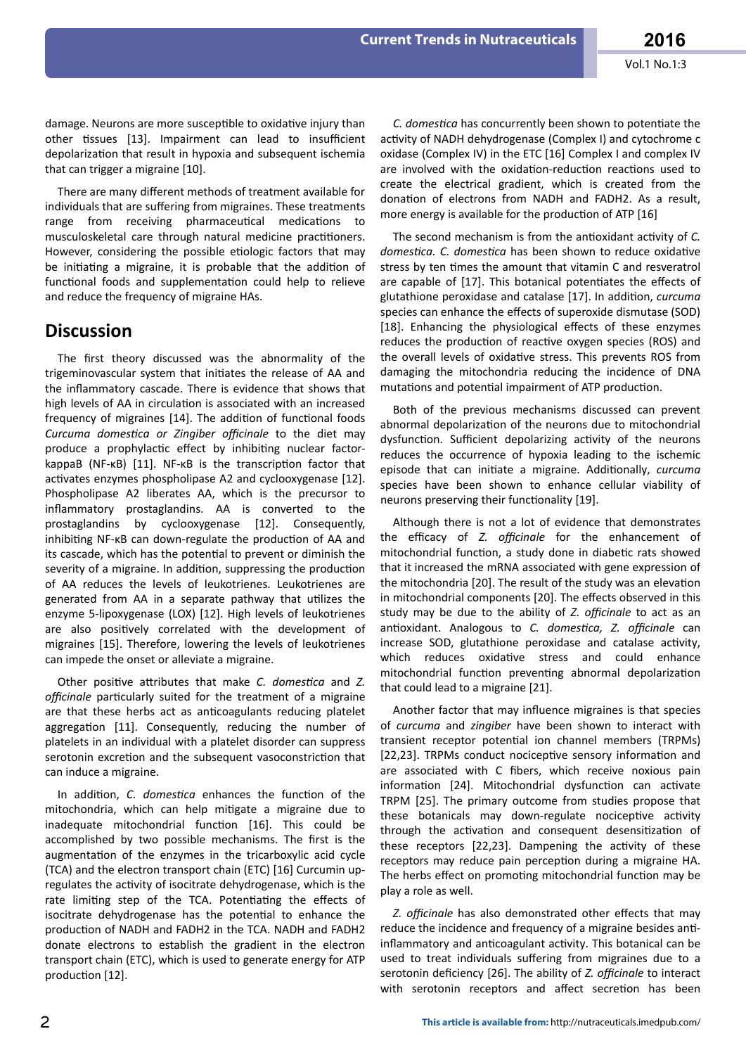damage. Neurons are more susceptible to oxidative injury than other tissues [13]. Impairment can lead to insufficient depolarization that result in hypoxia and subsequent ischemia that can trigger a migraine [10].

There are many different methods of treatment available for individuals that are suffering from migraines. These treatments range from receiving pharmaceutical medications to musculoskeletal care through natural medicine practitioners. However, considering the possible etiologic factors that may be initiating a migraine, it is probable that the addition of functional foods and supplementation could help to relieve and reduce the frequency of migraine HAs.

## Discussion

The first theory discussed was the abnormality of the trigeminovascular system that initiates the release of AA and the inflammatory cascade. There is evidence that shows that high levels of AA in circulation is associated with an increased frequency of migraines [14]. The addition of functional foods *Curcuma domestica or Zingiber officinale* to the diet may produce a prophylactic effect by inhibiting nuclear factor-kappaB (NF-κB) [11]. NF-κB is the transcription factor that activates enzymes phospholipase A2 and cyclooxygenase [12]. Phospholipase A2 liberates AA, which is the precursor to inflammatory prostaglandins. AA is converted to the prostaglandins by cyclooxygenase [12]. Consequently, inhibiting NF-κB can down-regulate the production of AA and its cascade, which has the potential to prevent or diminish the severity of a migraine. In addition, suppressing the production of AA reduces the levels of leukotrienes. Leukotrienes are generated from AA in a separate pathway that utilizes the enzyme 5-lipoxygenase (LOX) [12]. High levels of leukotrienes are also positively correlated with the development of migraines [15]. Therefore, lowering the levels of leukotrienes can impede the onset or alleviate a migraine.

Other positive attributes that make *C. domestica* and *Z. officinale* particularly suited for the treatment of a migraine are that these herbs act as anticoagulants reducing platelet aggregation [11]. Consequently, reducing the number of platelets in an individual with a platelet disorder can suppress serotonin excretion and the subsequent vasoconstriction that can induce a migraine.

In addition, *C. domestica* enhances the function of the mitochondria, which can help mitigate a migraine due to inadequate mitochondrial function [16]. This could be accomplished by two possible mechanisms. The first is the augmentation of the enzymes in the tricarboxylic acid cycle (TCA) and the electron transport chain (ETC) [16] Curcumin up-regulates the activity of isocitrate dehydrogenase, which is the rate limiting step of the TCA. Potentiating the effects of isocitrate dehydrogenase has the potential to enhance the production of NADH and FADH2 in the TCA. NADH and FADH2 donate electrons to establish the gradient in the electron transport chain (ETC), which is used to generate energy for ATP production [12].

*C. domestica* has concurrently been shown to potentiate the activity of NADH dehydrogenase (Complex I) and cytochrome c oxidase (Complex IV) in the ETC [16] Complex I and complex IV are involved with the oxidation-reduction reactions used to create the electrical gradient, which is created from the donation of electrons from NADH and FADH2. As a result, more energy is available for the production of ATP [16]

The second mechanism is from the antioxidant activity of *C. domestica. C. domestica* has been shown to reduce oxidative stress by ten times the amount that vitamin C and resveratrol are capable of [17]. This botanical potentiates the effects of glutathione peroxidase and catalase [17]. In addition, *curcuma* species can enhance the effects of superoxide dismutase (SOD) [18]. Enhancing the physiological effects of these enzymes reduces the production of reactive oxygen species (ROS) and the overall levels of oxidative stress. This prevents ROS from damaging the mitochondria reducing the incidence of DNA mutations and potential impairment of ATP production.

Both of the previous mechanisms discussed can prevent abnormal depolarization of the neurons due to mitochondrial dysfunction. Sufficient depolarizing activity of the neurons reduces the occurrence of hypoxia leading to the ischemic episode that can initiate a migraine. Additionally, *curcuma* species have been shown to enhance cellular viability of neurons preserving their functionality [19].

Although there is not a lot of evidence that demonstrates the efficacy of *Z. officinale* for the enhancement of mitochondrial function, a study done in diabetic rats showed that it increased the mRNA associated with gene expression of the mitochondria [20]. The result of the study was an elevation in mitochondrial components [20]. The effects observed in this study may be due to the ability of *Z. officinale* to act as an antioxidant. Analogous to *C. domestica, Z. officinale* can increase SOD, glutathione peroxidase and catalase activity, which reduces oxidative stress and could enhance mitochondrial function preventing abnormal depolarization that could lead to a migraine [21].

Another factor that may influence migraines is that species of *curcuma* and *zingiber* have been shown to interact with transient receptor potential ion channel members (TRPMs) [22,23]. TRPMs conduct nociceptive sensory information and are associated with C fibers, which receive noxious pain information [24]. Mitochondrial dysfunction can activate TRPM [25]. The primary outcome from studies propose that these botanicals may down-regulate nociceptive activity through the activation and consequent desensitization of these receptors [22,23]. Dampening the activity of these receptors may reduce pain perception during a migraine HA. The herbs effect on promoting mitochondrial function may be play a role as well.

*Z. officinale* has also demonstrated other effects that may reduce the incidence and frequency of a migraine besides anti-inflammatory and anticoagulant activity. This botanical can be used to treat individuals suffering from migraines due to a serotonin deficiency [26]. The ability of *Z. officinale* to interact with serotonin receptors and affect secretion has been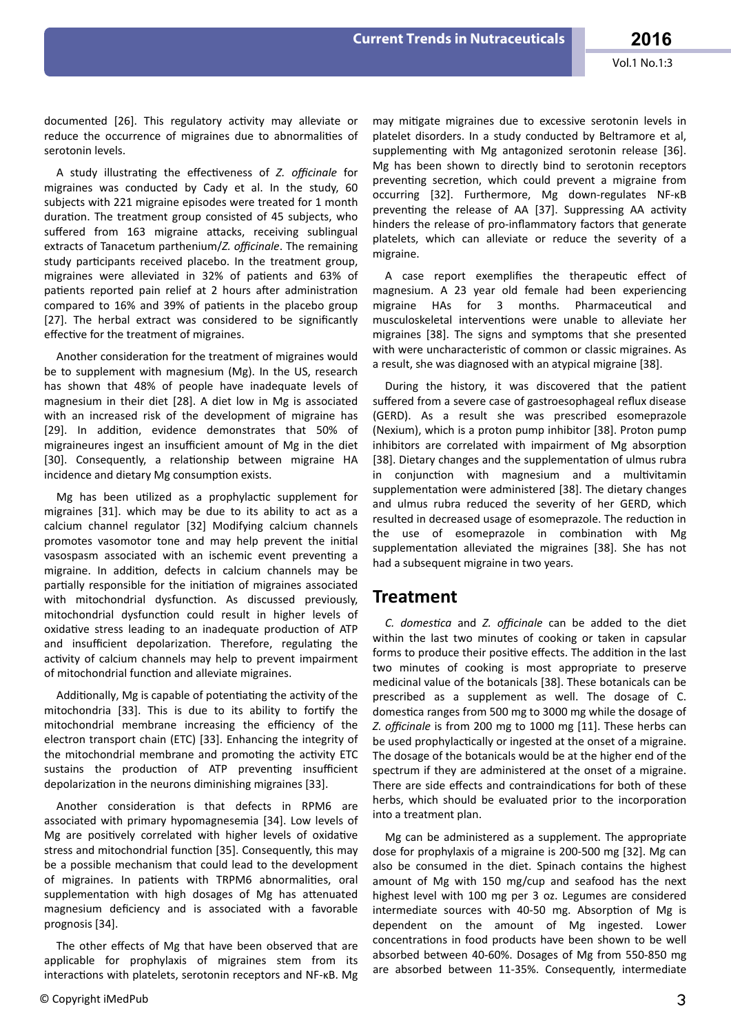documented [26]. This regulatory activity may alleviate or reduce the occurrence of migraines due to abnormalities of serotonin levels.

A study illustrating the effectiveness of *Z. officinale* for migraines was conducted by Cady et al. In the study, 60 subjects with 221 migraine episodes were treated for 1 month duration. The treatment group consisted of 45 subjects, who suffered from 163 migraine attacks, receiving sublingual extracts of Tanacetum parthenium/*Z. officinale*. The remaining study participants received placebo. In the treatment group, migraines were alleviated in 32% of patients and 63% of patients reported pain relief at 2 hours after administration compared to 16% and 39% of patients in the placebo group [27]. The herbal extract was considered to be significantly effective for the treatment of migraines.

Another consideration for the treatment of migraines would be to supplement with magnesium (Mg). In the US, research has shown that 48% of people have inadequate levels of magnesium in their diet [28]. A diet low in Mg is associated with an increased risk of the development of migraine has [29]. In addition, evidence demonstrates that 50% of migraineurs ingest an insufficient amount of Mg in the diet [30]. Consequently, a relationship between migraine HA incidence and dietary Mg consumption exists.

Mg has been utilized as a prophylactic supplement for migraines [31]. which may be due to its ability to act as a calcium channel regulator [32] Modifying calcium channels promotes vasomotor tone and may help prevent the initial vasospasm associated with an ischemic event preventing a migraine. In addition, defects in calcium channels may be partially responsible for the initiation of migraines associated with mitochondrial dysfunction. As discussed previously, mitochondrial dysfunction could result in higher levels of oxidative stress leading to an inadequate production of ATP and insufficient depolarization. Therefore, regulating the activity of calcium channels may help to prevent impairment of mitochondrial function and alleviate migraines.

Additionally, Mg is capable of potentiating the activity of the mitochondria [33]. This is due to its ability to fortify the mitochondrial membrane increasing the efficiency of the electron transport chain (ETC) [33]. Enhancing the integrity of the mitochondrial membrane and promoting the activity ETC sustains the production of ATP preventing insufficient depolarization in the neurons diminishing migraines [33].

Another consideration is that defects in RPM6 are associated with primary hypomagnesemia [34]. Low levels of Mg are positively correlated with higher levels of oxidative stress and mitochondrial function [35]. Consequently, this may be a possible mechanism that could lead to the development of migraines. In patients with TRPM6 abnormalities, oral supplementation with high dosages of Mg has attenuated magnesium deficiency and is associated with a favorable prognosis [34].

The other effects of Mg that have been observed that are applicable for prophylaxis of migraines stem from its interactions with platelets, serotonin receptors and NF-κB. Mg may mitigate migraines due to excessive serotonin levels in platelet disorders. In a study conducted by Beltramore et al, supplementing with Mg antagonized serotonin release [36]. Mg has been shown to directly bind to serotonin receptors preventing secretion, which could prevent a migraine from occurring [32]. Furthermore, Mg down-regulates NF-κB preventing the release of AA [37]. Suppressing AA activity hinders the release of pro-inflammatory factors that generate platelets, which can alleviate or reduce the severity of a migraine.

A case report exemplifies the therapeutic effect of magnesium. A 23 year old female had been experiencing migraine HAs for 3 months. Pharmaceutical and musculoskeletal interventions were unable to alleviate her migraines [38]. The signs and symptoms that she presented with were uncharacteristic of common or classic migraines. As a result, she was diagnosed with an atypical migraine [38].

During the history, it was discovered that the patient suffered from a severe case of gastroesophageal reflux disease (GERD). As a result she was prescribed esomeprazole (Nexium), which is a proton pump inhibitor [38]. Proton pump inhibitors are correlated with impairment of Mg absorption [38]. Dietary changes and the supplementation of ulmus rubra in conjunction with magnesium and a multivitamin supplementation were administered [38]. The dietary changes and ulmus rubra reduced the severity of her GERD, which resulted in decreased usage of esomeprazole. The reduction in the use of esomeprazole in combination with Mg supplementation alleviated the migraines [38]. She has not had a subsequent migraine in two years.

## Treatment

*C. domestica* and *Z. officinale* can be added to the diet within the last two minutes of cooking or taken in capsular forms to produce their positive effects. The addition in the last two minutes of cooking is most appropriate to preserve medicinal value of the botanicals [38]. These botanicals can be prescribed as a supplement as well. The dosage of C. domestica ranges from 500 mg to 3000 mg while the dosage of *Z. officinale* is from 200 mg to 1000 mg [11]. These herbs can be used prophylactically or ingested at the onset of a migraine. The dosage of the botanicals would be at the higher end of the spectrum if they are administered at the onset of a migraine. There are side effects and contraindications for both of these herbs, which should be evaluated prior to the incorporation into a treatment plan.

Mg can be administered as a supplement. The appropriate dose for prophylaxis of a migraine is 200-500 mg [32]. Mg can also be consumed in the diet. Spinach contains the highest amount of Mg with 150 mg/cup and seafood has the next highest level with 100 mg per 3 oz. Legumes are considered intermediate sources with 40-50 mg. Absorption of Mg is dependent on the amount of Mg ingested. Lower concentrations in food products have been shown to be well absorbed between 40-60%. Dosages of Mg from 550-850 mg are absorbed between 11-35%. Consequently, intermediate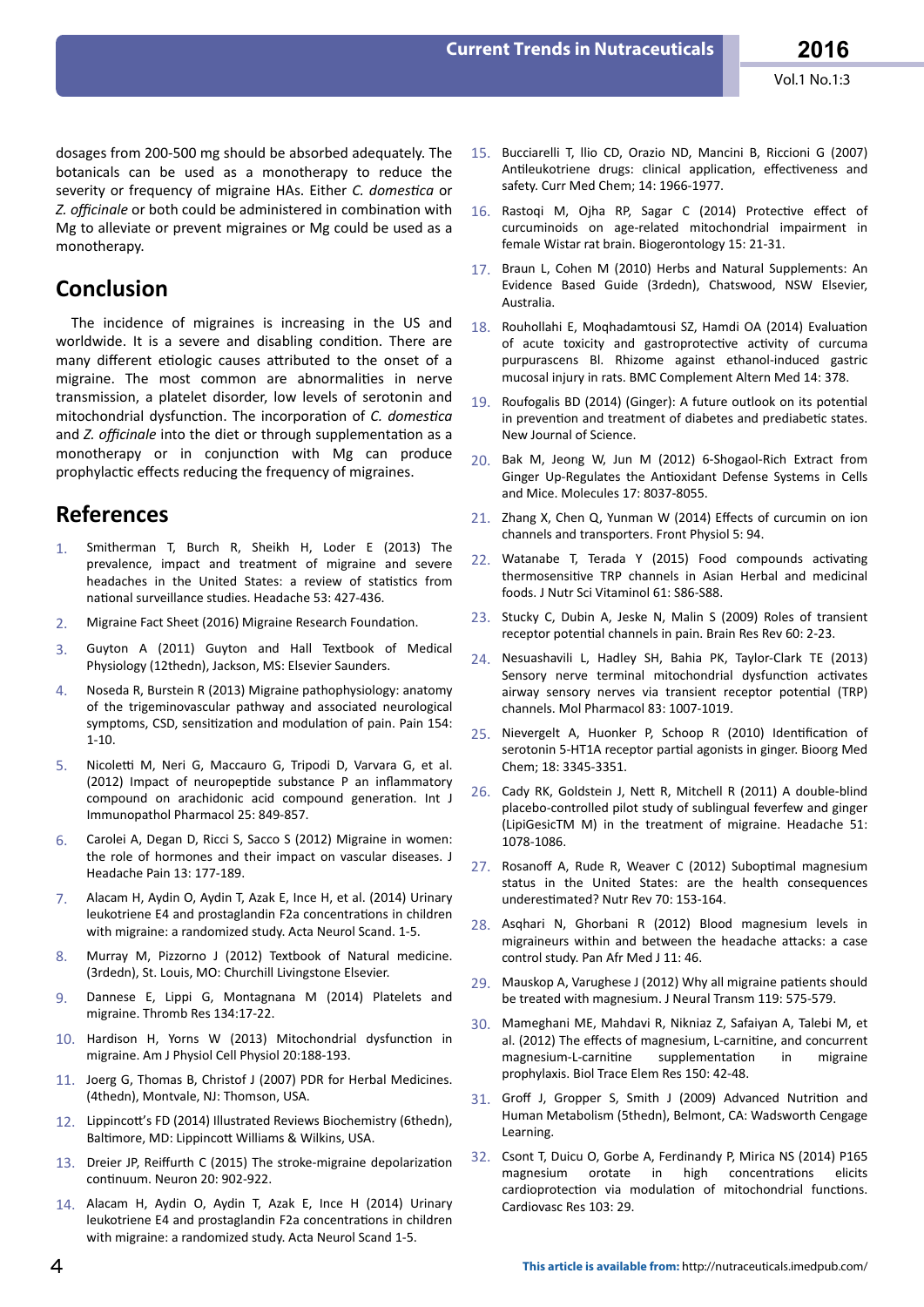dosages from 200-500 mg should be absorbed adequately. The botanicals can be used as a monotherapy to reduce the severity or frequency of migraine HAs. Either *C. domestica* or *Z. officinale* or both could be administered in combination with Mg to alleviate or prevent migraines or Mg could be used as a monotherapy.

## Conclusion

The incidence of migraines is increasing in the US and worldwide. It is a severe and disabling condition. There are many different etiologic causes attributed to the onset of a migraine. The most common are abnormalities in nerve transmission, a platelet disorder, low levels of serotonin and mitochondrial dysfunction. The incorporation of *C. domestica* and *Z. officinale* into the diet or through supplementation as a monotherapy or in conjunction with Mg can produce prophylactic effects reducing the frequency of migraines.

## References

1. Smitherman T, Burch R, Sheikh H, Loder E (2013) The prevalence, impact and treatment of migraine and severe headaches in the United States: a review of statistics from national surveillance studies. Headache 53: 427-436.
2. Migraine Fact Sheet (2016) Migraine Research Foundation.
3. Guyton A (2011) Guyton and Hall Textbook of Medical Physiology (12thedn), Jackson, MS: Elsevier Saunders.
4. Noseda R, Burstein R (2013) Migraine pathophysiology: anatomy of the trigeminovascular pathway and associated neurological symptoms, CSD, sensitization and modulation of pain. Pain 154: 1-10.
5. Nicoletti M, Neri G, Maccauro G, Tripodi D, Varvara G, et al. (2012) Impact of neuropeptide substance P an inflammatory compound on arachidonic acid compound generation. Int J Immunopathol Pharmacol 25: 849-857.
6. Carolei A, Degan D, Ricci S, Sacco S (2012) Migraine in women: the role of hormones and their impact on vascular diseases. J Headache Pain 13: 177-189.
7. Alacam M, Aydin O, Aydin T, Azak E, Ince H, et al. (2014) Urinary leukotriene E4 and prostaglandin F2a concentrations in children with migraine: a randomized study. Acta Neurol Scand. 1-5.
8. Murray M, Pizzorno J (2012) Textbook of Natural medicine. (3rdedn), St. Louis, MO: Churchill Livingstone Elsevier.
9. Dannese E, Lippi G, Montagnana M (2014) Platelets and migraine. Thromb Res 134:17-22.
10. Hardison H, Yorns W (2013) Mitochondrial dysfunction in migraine. Am J Physiol Cell Physiol 20:188-193.
11. Joerg G, Thomas B, Christof J (2007) PDR for Herbal Medicines. (4thedn), Montvale, NJ: Thomson, USA.
12. Lippincott's FD (2014) Illustrated Reviews Biochemistry (6thedn), Baltimore, MD: Lippincott Williams & Wilkins, USA.
13. Dreier JP, Reiffurth C (2015) The stroke-migraine depolarization continuum. Neuron 20: 902-922.
14. Alacam H, Aydin O, Aydin T, Azak E, Ince H (2014) Urinary leukotriene E4 and prostaglandin F2a concentrations in children with migraine: a randomized study. Acta Neurol Scand 1-5.
15. Bucciarelli T, llio CD, Orazio ND, Mancini B, Riccioni G (2007) Antileukotriene drugs: clinical application, effectiveness and safety. Curr Med Chem; 14: 1966-1977.
16. Rastoqi M, Ojha RP, Sagar C (2014) Protective effect of curcuminoids on age-related mitochondrial impairment in female Wistar rat brain. Biogerontology 15: 21-31.
17. Braun L, Cohen M (2010) Herbs and Natural Supplements: An Evidence Based Guide (3rdedn), Chatswood, NSW Elsevier, Australia.
18. Rouhollahi E, Moqhadamtousi SZ, Hamdi OA (2014) Evaluation of acute toxicity and gastroprotective activity of curcuma purpurascens Bl. Rhizome against ethanol-induced gastric mucosal injury in rats. BMC Complement Altern Med 14: 378.
19. Roufogalis BD (2014) (Ginger): A future outlook on its potential in prevention and treatment of diabetes and prediabetic states. New Journal of Science.
20. Bak M, Jeong W, Jun M (2012) 6-Shogaol-Rich Extract from Ginger Up-Regulates the Antioxidant Defense Systems in Cells and Mice. Molecules 17: 8037-8055.
21. Zhang X, Chen Q, Yunman W (2014) Effects of curcumin on ion channels and transporters. Front Physiol 5: 94.
22. Watanabe T, Terada Y (2015) Food compounds activating thermosensitive TRP channels in Asian Herbal and medicinal foods. J Nutr Sci Vitaminol 61: S86-S88.
23. Stucky C, Dubin A, Jeske N, Malin S (2009) Roles of transient receptor potential channels in pain. Brain Res Rev 60: 2-23.
24. Nesuashavili L, Hadley SH, Bahia PK, Taylor-Clark TE (2013) Sensory nerve terminal mitochondrial dysfunction activates airway sensory nerves via transient receptor potential (TRP) channels. Mol Pharmacol 83: 1007-1019.
25. Nievergelt A, Huonker P, Schoop R (2010) Identification of serotonin 5-HT1A receptor partial agonists in ginger. Bioorg Med Chem; 18: 3345-3351.
26. Cady RK, Goldstein J, Nett R, Mitchell R (2011) A double-blind placebo-controlled pilot study of sublingual feverfew and ginger (LipiGesicTM M) in the treatment of migraine. Headache 51: 1078-1086.
27. Rosanoff A, Rude R, Weaver C (2012) Suboptimal magnesium status in the United States: are the health consequences underestimated? Nutr Rev 70: 153-164.
28. Asqhari N, Ghorbani R (2012) Blood magnesium levels in migraineurs within and between the headache attacks: a case control study. Pan Afr Med J 11: 46.
29. Mauskop A, Varughese J (2012) Why all migraine patients should be treated with magnesium. J Neural Transm 119: 575-579.
30. Mameghani ME, Mahdavi R, Nikniaz Z, Safaiyan A, Talebi M, et al. (2012) The effects of magnesium, L-carnitine, and concurrent magnesium-L-carnitine supplementation in migraine prophylaxis. Biol Trace Elem Res 150: 42-48.
31. Groff J, Gropper S, Smith J (2009) Advanced Nutrition and Human Metabolism (5thedn), Belmont, CA: Wadsworth Cengage Learning.
32. Csont T, Duicu O, Gorbe A, Ferdinandy P, Mirica NS (2014) P165 magnesium orotate in high concentrations elicits cardioprotection via modulation of mitochondrial functions. Cardiovasc Res 103: 29.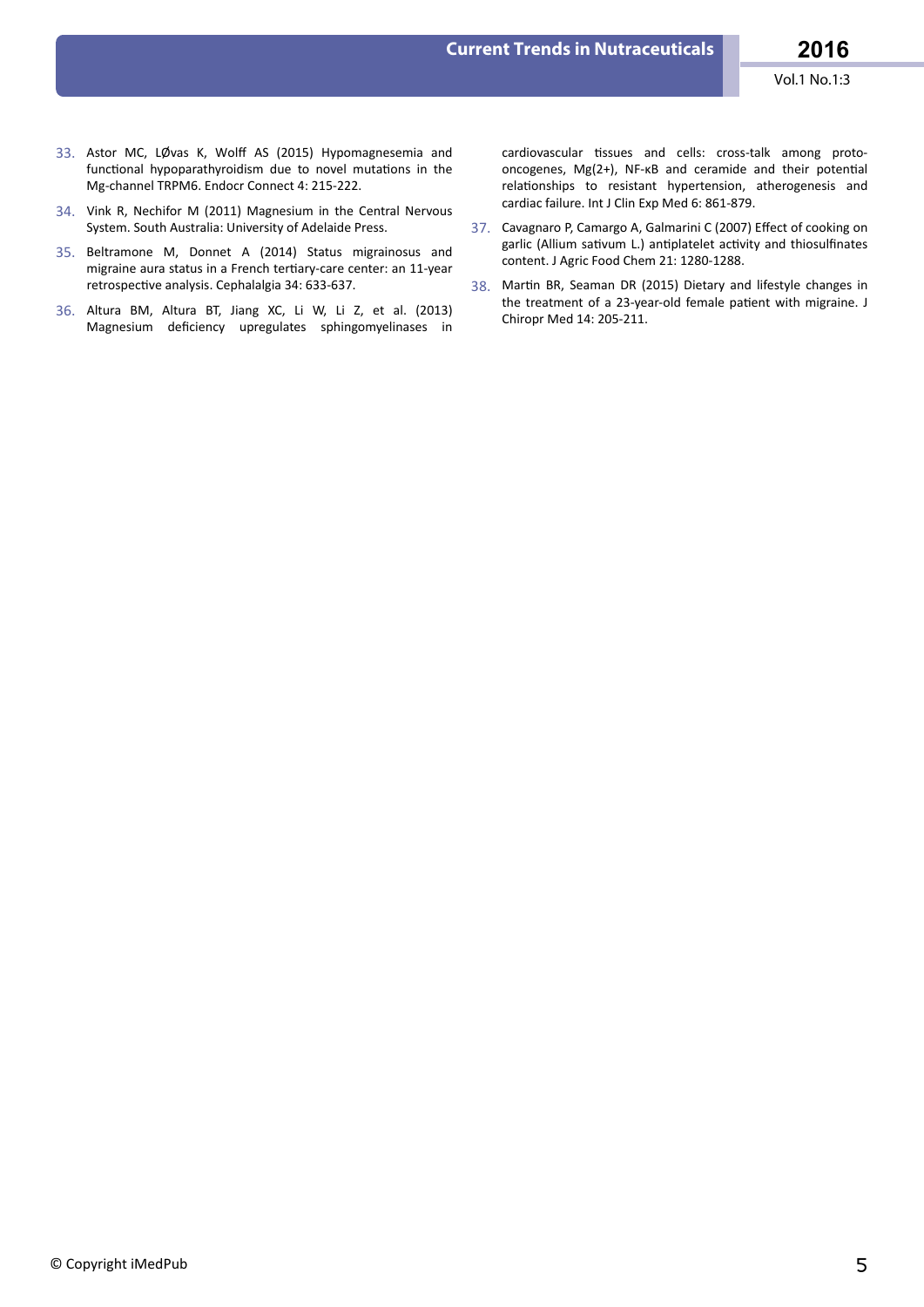33. Astor MC, LØvas K, Wolff AS (2015) Hypomagnesemia and functional hypoparathyroidism due to novel mutations in the Mg-channel TRPM6. Endocr Connect 4: 215-222.
34. Vink R, Nechifor M (2011) Magnesium in the Central Nervous System. South Australia: University of Adelaide Press.
35. Beltramone M, Donnet A (2014) Status migrainosus and migraine aura status in a French tertiary-care center: an 11-year retrospective analysis. Cephalalgia 34: 633-637.
36. Altura BM, Altura BT, Jiang XC, Li W, Li Z, et al. (2013) Magnesium deficiency upregulates sphingomyelinases in cardiovascular tissues and cells: cross-talk among proto-oncogenes, Mg(2+), NF-κB and ceramide and their potential relationships to resistant hypertension, atherogenesis and cardiac failure. Int J Clin Exp Med 6: 861-879.
37. Cavagnaro P, Camargo A, Galmarini C (2007) Effect of cooking on garlic (Allium sativum L.) antiplatelet activity and thiosulfinates content. J Agric Food Chem 21: 1280-1288.
38. Martin BR, Seaman DR (2015) Dietary and lifestyle changes in the treatment of a 23-year-old female patient with migraine. J Chiropr Med 14: 205-211.